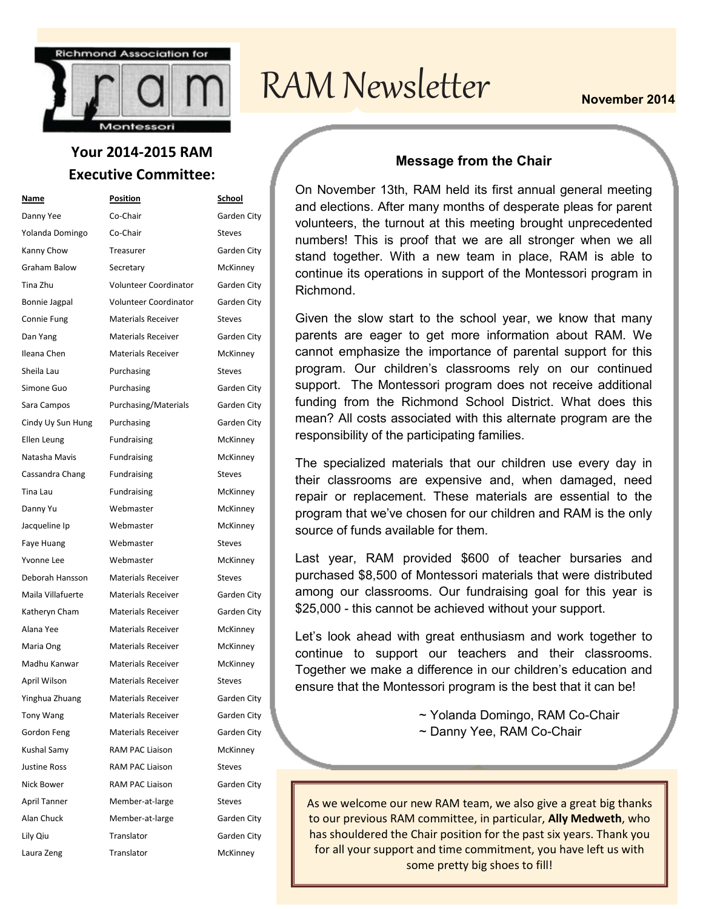Richmond Association for ram Montessori

# RAM Newsletter

November 2014

## Your 2014-2015 RAM Executive Committee:

| Name | Position | School |
|---|---|---|
| Danny Yee | Co-Chair | Garden City |
| Yolanda Domingo | Co-Chair | Steves |
| Kanny Chow | Treasurer | Garden City |
| Graham Balow | Secretary | McKinney |
| Tina Zhu | Volunteer Coordinator | Garden City |
| Bonnie Jagpal | Volunteer Coordinator | Garden City |
| Connie Fung | Materials Receiver | Steves |
| Dan Yang | Materials Receiver | Garden City |
| Ileana Chen | Materials Receiver | McKinney |
| Sheila Lau | Purchasing | Steves |
| Simone Guo | Purchasing | Garden City |
| Sara Campos | Purchasing/Materials | Garden City |
| Cindy Uy Sun Hung | Purchasing | Garden City |
| Ellen Leung | Fundraising | McKinney |
| Natasha Mavis | Fundraising | McKinney |
| Cassandra Chang | Fundraising | Steves |
| Tina Lau | Fundraising | McKinney |
| Danny Yu | Webmaster | McKinney |
| Jacqueline Ip | Webmaster | McKinney |
| Faye Huang | Webmaster | Steves |
| Yvonne Lee | Webmaster | McKinney |
| Deborah Hansson | Materials Receiver | Steves |
| Maila Villafuerte | Materials Receiver | Garden City |
| Katheryn Cham | Materials Receiver | Garden City |
| Alana Yee | Materials Receiver | McKinney |
| Maria Ong | Materials Receiver | McKinney |
| Madhu Kanwar | Materials Receiver | McKinney |
| April Wilson | Materials Receiver | Steves |
| Yinghua Zhuang | Materials Receiver | Garden City |
| Tony Wang | Materials Receiver | Garden City |
| Gordon Feng | Materials Receiver | Garden City |
| Kushal Samy | RAM PAC Liaison | McKinney |
| Justine Ross | RAM PAC Liaison | Steves |
| Nick Bower | RAM PAC Liaison | Garden City |
| April Tanner | Member-at-large | Steves |
| Alan Chuck | Member-at-large | Garden City |
| Lily Qiu | Translator | Garden City |
| Laura Zeng | Translator | McKinney |

## Message from the Chair

On November 13th, RAM held its first annual general meeting and elections. After many months of desperate pleas for parent volunteers, the turnout at this meeting brought unprecedented numbers! This is proof that we are all stronger when we all stand together. With a new team in place, RAM is able to continue its operations in support of the Montessori program in Richmond.

Given the slow start to the school year, we know that many parents are eager to get more information about RAM. We cannot emphasize the importance of parental support for this program. Our children's classrooms rely on our continued support. The Montessori program does not receive additional funding from the Richmond School District. What does this mean? All costs associated with this alternate program are the responsibility of the participating families.

The specialized materials that our children use every day in their classrooms are expensive and, when damaged, need repair or replacement. These materials are essential to the program that we've chosen for our children and RAM is the only source of funds available for them.

Last year, RAM provided $600 of teacher bursaries and purchased $8,500 of Montessori materials that were distributed among our classrooms. Our fundraising goal for this year is $25,000 - this cannot be achieved without your support.

Let's look ahead with great enthusiasm and work together to continue to support our teachers and their classrooms. Together we make a difference in our children's education and ensure that the Montessori program is the best that it can be!

~ Yolanda Domingo, RAM Co-Chair
~ Danny Yee, RAM Co-Chair

As we welcome our new RAM team, we also give a great big thanks to our previous RAM committee, in particular, **Ally Medweth**, who has shouldered the Chair position for the past six years. Thank you for all your support and time commitment, you have left us with some pretty big shoes to fill!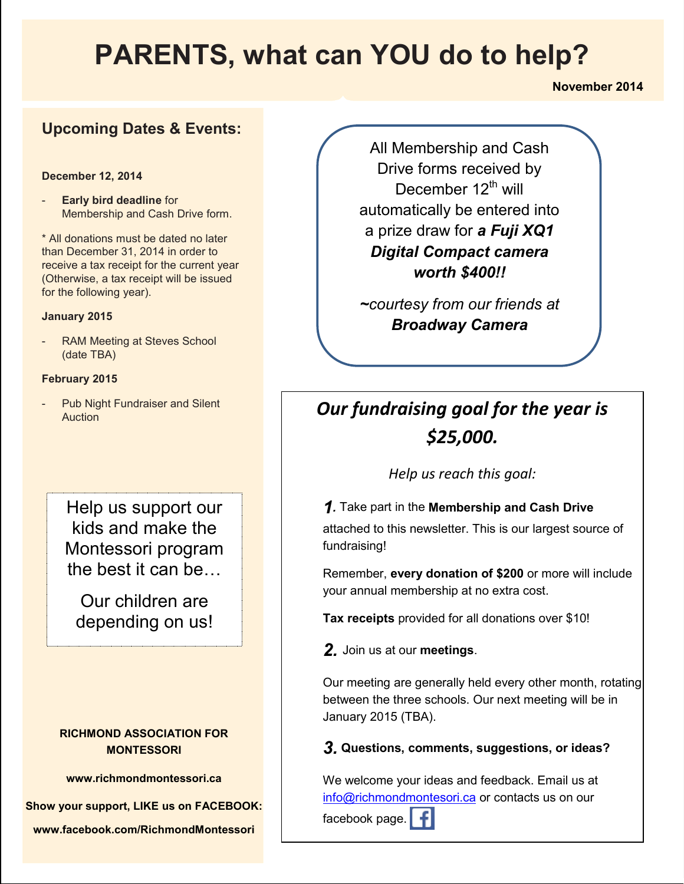# PARENTS, what can YOU do to help?

**November 2014**

## Upcoming Dates & Events:

**December 12, 2014**

- **Early bird deadline** for Membership and Cash Drive form.

\* All donations must be dated no later than December 31, 2014 in order to receive a tax receipt for the current year (Otherwise, a tax receipt will be issued for the following year).

**January 2015**

- RAM Meeting at Steves School (date TBA)

**February 2015**

- Pub Night Fundraiser and Silent Auction

Help us support our kids and make the Montessori program the best it can be…

Our children are depending on us!

**RICHMOND ASSOCIATION FOR MONTESSORI**

**www.richmondmontessori.ca**

**Show your support, LIKE us on FACEBOOK:**

**www.facebook.com/RichmondMontessori**

All Membership and Cash Drive forms received by December 12th will automatically be entered into a prize draw for ***a Fuji XQ1 Digital Compact camera worth $400!!***

*~courtesy from our friends at* ***Broadway Camera***

### *Our fundraising goal for the year is $25,000.*

*Help us reach this goal:*

***1.*** Take part in the **Membership and Cash Drive** attached to this newsletter. This is our largest source of fundraising!

Remember, **every donation of $200** or more will include your annual membership at no extra cost.

**Tax receipts** provided for all donations over $10!

***2.*** Join us at our **meetings**.

Our meeting are generally held every other month, rotating between the three schools. Our next meeting will be in January 2015 (TBA).

***3.*** **Questions, comments, suggestions, or ideas?**

We welcome your ideas and feedback. Email us at info@richmondmontesori.ca or contacts us on our facebook page.